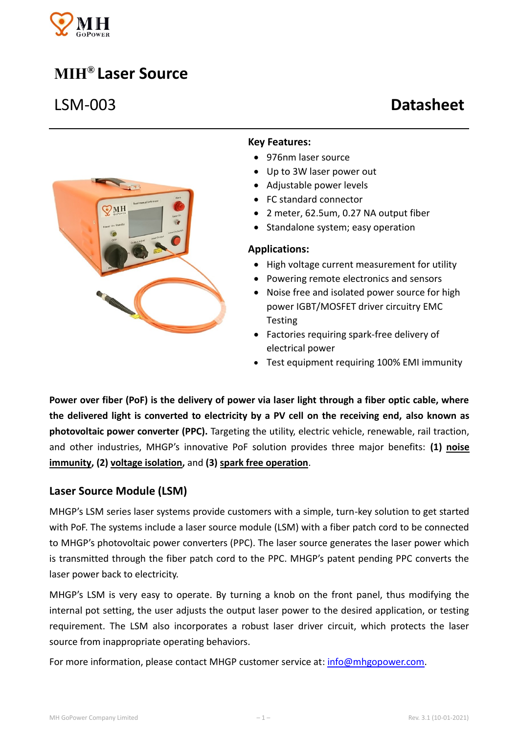# MIH® Laser Source

## LSM-003 Datasheet

**Key Features:**

- 976nm laser source
- Up to 3W laser power out
- Adjustable power levels
- FC standard connector
- 2 meter, 62.5um, 0.27 NA output fiber
- Standalone system; easy operation

**Applications:**

- High voltage current measurement for utility
- Powering remote electronics and sensors
- Noise free and isolated power source for high power IGBT/MOSFET driver circuitry EMC Testing
- Factories requiring spark-free delivery of electrical power
- Test equipment requiring 100% EMI immunity

**Power over fiber (PoF) is the delivery of power via laser light through a fiber optic cable, where the delivered light is converted to electricity by a PV cell on the receiving end, also known as photovoltaic power converter (PPC).** Targeting the utility, electric vehicle, renewable, rail traction, and other industries, MHGP's innovative PoF solution provides three major benefits: **(1) noise immunity**, **(2) voltage isolation**, and **(3) spark free operation**.

## Laser Source Module (LSM)

MHGP's LSM series laser systems provide customers with a simple, turn-key solution to get started with PoF. The systems include a laser source module (LSM) with a fiber patch cord to be connected to MHGP's photovoltaic power converters (PPC). The laser source generates the laser power which is transmitted through the fiber patch cord to the PPC. MHGP's patent pending PPC converts the laser power back to electricity.

MHGP's LSM is very easy to operate. By turning a knob on the front panel, thus modifying the internal pot setting, the user adjusts the output laser power to the desired application, or testing requirement. The LSM also incorporates a robust laser driver circuit, which protects the laser source from inappropriate operating behaviors.

For more information, please contact MHGP customer service at: info@mhgopower.com.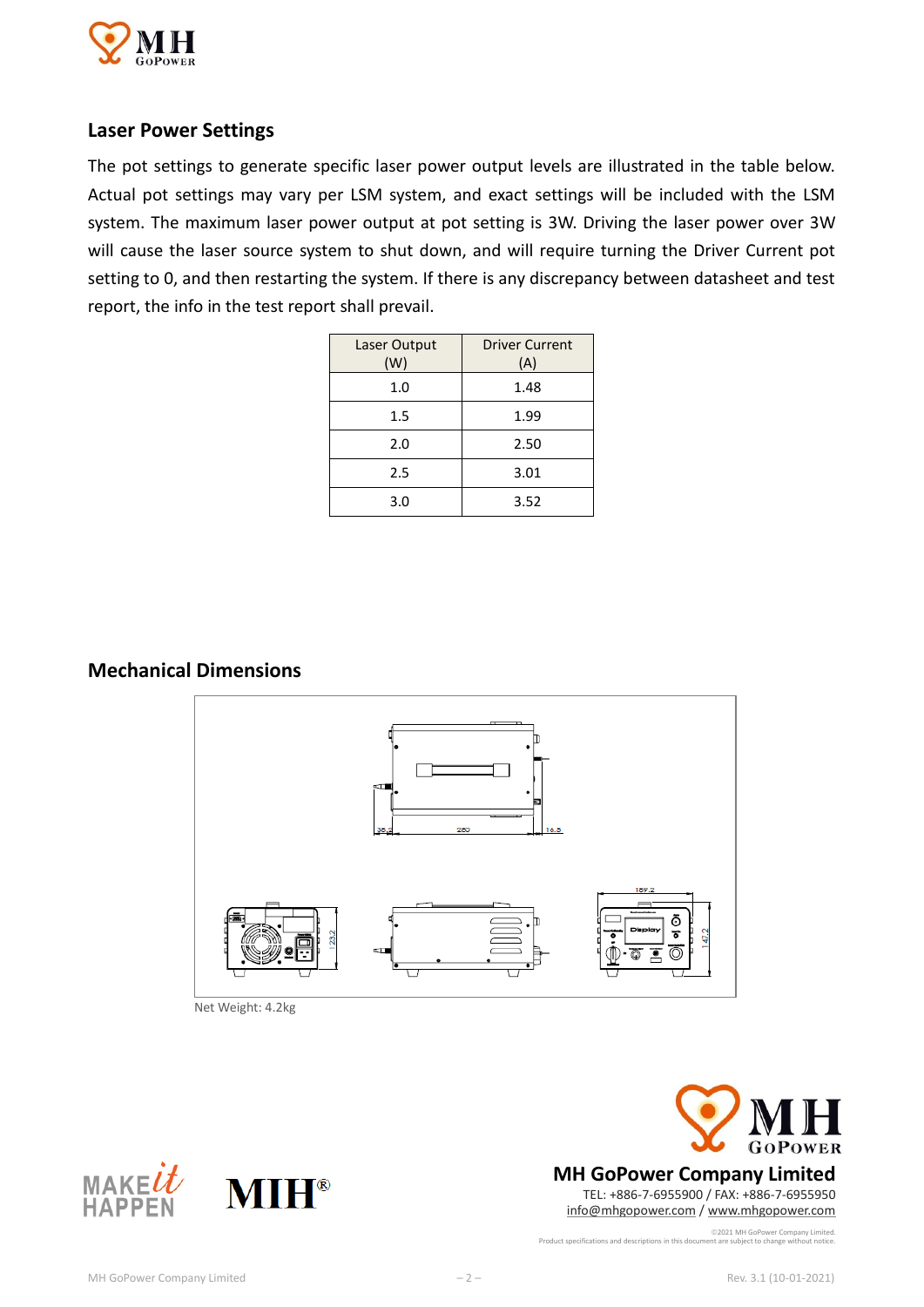## Laser Power Settings

The pot settings to generate specific laser power output levels are illustrated in the table below. Actual pot settings may vary per LSM system, and exact settings will be included with the LSM system. The maximum laser power output at pot setting is 3W. Driving the laser power over 3W will cause the laser source system to shut down, and will require turning the Driver Current pot setting to 0, and then restarting the system. If there is any discrepancy between datasheet and test report, the info in the test report shall prevail.

| Laser Output (W) | Driver Current (A) |
|---|---|
| 1.0 | 1.48 |
| 1.5 | 1.99 |
| 2.0 | 2.50 |
| 2.5 | 3.01 |
| 3.0 | 3.52 |

## Mechanical Dimensions

35.2
250
16.5
189.2
123.2
147.2
Display

Net Weight: 4.2kg

MAKE it HAPPEN

MH GoPower Company Limited
TEL: +886-7-6955900 / FAX: +886-7-6955950
info@mhgopower.com / www.mhgopower.com

©2021 MH GoPower Company Limited.
Product specifications and descriptions in this document are subject to change without notice.